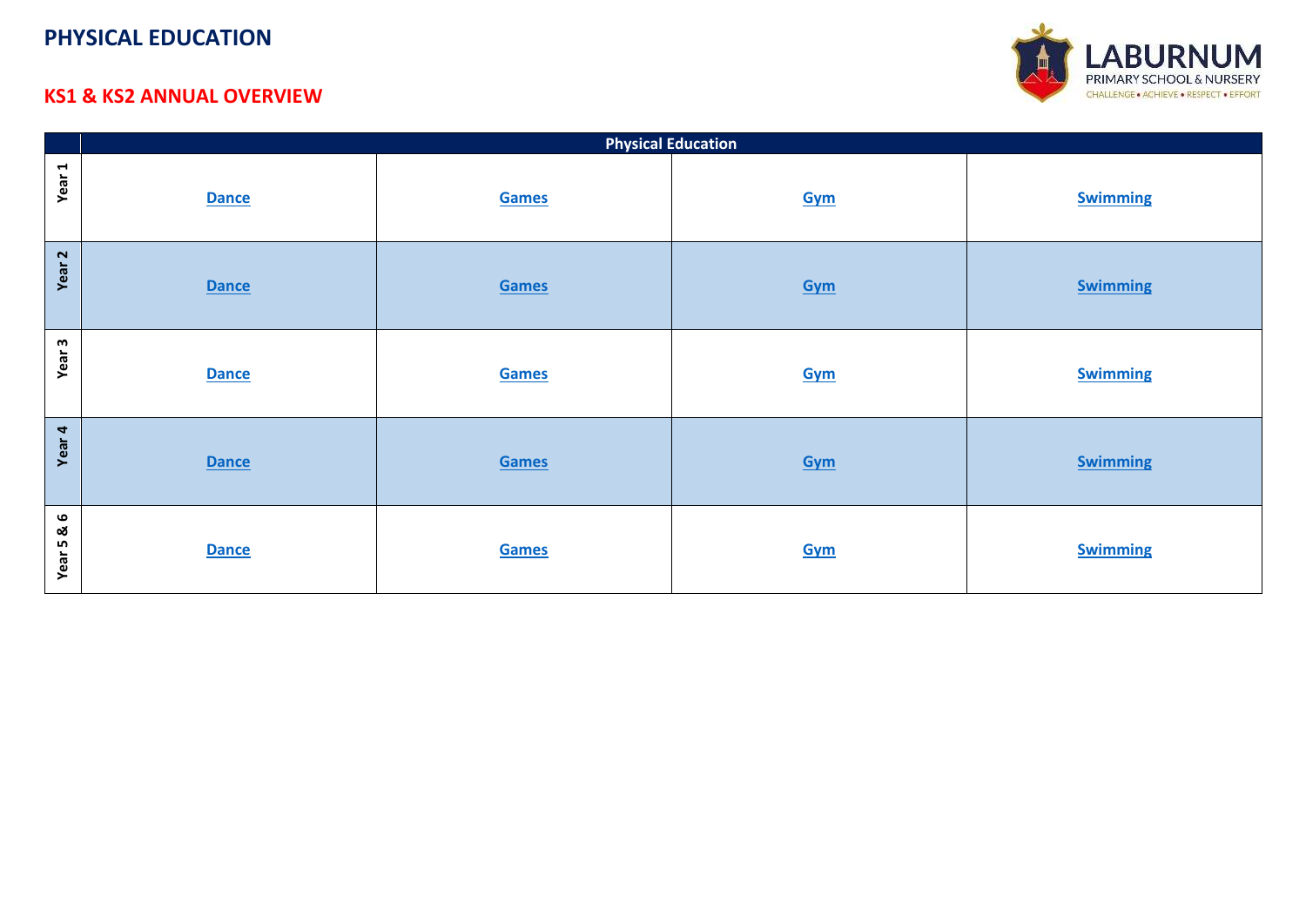# PHYSICAL EDUCATION

## KS1 & KS2 ANNUAL OVERVIEW

LABURNUM
PRIMARY SCHOOL & NURSERY
CHALLENGE • ACHIEVE • RESPECT • EFFORT

| | Physical Education | | | |
|---|---|---|---|---|
| **Year 1** | **Dance** | **Games** | **Gym** | **Swimming** |
| **Year 2** | **Dance** | **Games** | **Gym** | **Swimming** |
| **Year 3** | **Dance** | **Games** | **Gym** | **Swimming** |
| **Year 4** | **Dance** | **Games** | **Gym** | **Swimming** |
| **Year 5 & 6** | **Dance** | **Games** | **Gym** | **Swimming** |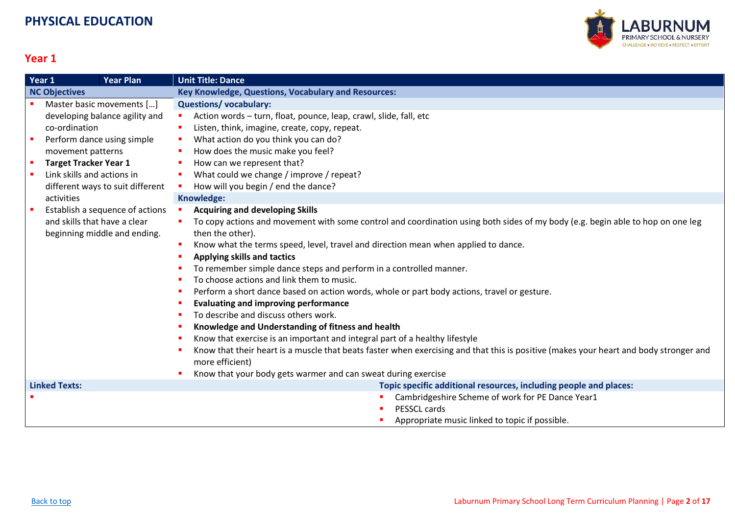# PHYSICAL EDUCATION

## Year 1

| Year 1 | Year Plan | Unit Title: Dance |
|---|---|---|
| **NC Objectives** | | **Key Knowledge, Questions, Vocabulary and Resources:** |
| ▪ Master basic movements […] developing balance agility and co-ordination<br>▪ Perform dance using simple movement patterns<br>▪ **Target Tracker Year 1**<br>▪ Link skills and actions in different ways to suit different activities<br>▪ Establish a sequence of actions and skills that have a clear beginning middle and ending. | | **Questions/ vocabulary:**<br>▪ Action words – turn, float, pounce, leap, crawl, slide, fall, etc<br>▪ Listen, think, imagine, create, copy, repeat.<br>▪ What action do you think you can do?<br>▪ How does the music make you feel?<br>▪ How can we represent that?<br>▪ What could we change / improve / repeat?<br>▪ How will you begin / end the dance?<br>**Knowledge:**<br>▪ **Acquiring and developing Skills**<br>▪ To copy actions and movement with some control and coordination using both sides of my body (e.g. begin able to hop on one leg then the other).<br>▪ Know what the terms speed, level, travel and direction mean when applied to dance.<br>▪ **Applying skills and tactics**<br>▪ To remember simple dance steps and perform in a controlled manner.<br>▪ To choose actions and link them to music.<br>▪ Perform a short dance based on action words, whole or part body actions, travel or gesture.<br>▪ **Evaluating and improving performance**<br>▪ To describe and discuss others work.<br>▪ **Knowledge and Understanding of fitness and health**<br>▪ Know that exercise is an important and integral part of a healthy lifestyle<br>▪ Know that their heart is a muscle that beats faster when exercising and that this is positive (makes your heart and body stronger and more efficient)<br>▪ Know that your body gets warmer and can sweat during exercise |
| **Linked Texts:** | | **Topic specific additional resources, including people and places:** |
| ▪ | | ▪ Cambridgeshire Scheme of work for PE Dance Year1<br>▪ PESSCL cards<br>▪ Appropriate music linked to topic if possible. |

Back to top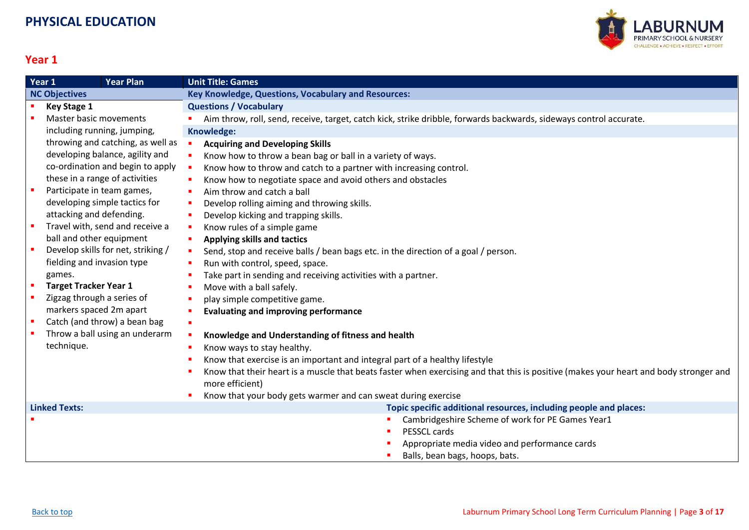# PHYSICAL EDUCATION

LABURNUM
PRIMARY SCHOOL & NURSERY
CHALLENGE • ACHIEVE • RESPECT • EFFORT

## Year 1

| Year 1 | Year Plan | Unit Title: Games |
|---|---|---|
| **NC Objectives** | | **Key Knowledge, Questions, Vocabulary and Resources:** |
| <ul><li>**Key Stage 1**</li><li>Master basic movements including running, jumping, throwing and catching, as well as developing balance, agility and co-ordination and begin to apply these in a range of activities</li><li>Participate in team games, developing simple tactics for attacking and defending.</li><li>Travel with, send and receive a ball and other equipment</li><li>Develop skills for net, striking / fielding and invasion type games.</li><li>**Target Tracker Year 1**</li><li>Zigzag through a series of markers spaced 2m apart</li><li>Catch (and throw) a bean bag</li><li>Throw a ball using an underarm technique.</li></ul> | | **Questions / Vocabulary**<ul><li>Aim throw, roll, send, receive, target, catch kick, strike dribble, forwards backwards, sideways control accurate.</li></ul>**Knowledge:**<ul><li>**Acquiring and Developing Skills**</li><li>Know how to throw a bean bag or ball in a variety of ways.</li><li>Know how to throw and catch to a partner with increasing control.</li><li>Know how to negotiate space and avoid others and obstacles</li><li>Aim throw and catch a ball</li><li>Develop rolling aiming and throwing skills.</li><li>Develop kicking and trapping skills.</li><li>Know rules of a simple game</li><li>**Applying skills and tactics**</li><li>Send, stop and receive balls / bean bags etc. in the direction of a goal / person.</li><li>Run with control, speed, space.</li><li>Take part in sending and receiving activities with a partner.</li><li>Move with a ball safely.</li><li>play simple competitive game.</li><li>**Evaluating and improving performance**</li><li></li><li>**Knowledge and Understanding of fitness and health**</li><li>Know ways to stay healthy.</li><li>Know that exercise is an important and integral part of a healthy lifestyle</li><li>Know that their heart is a muscle that beats faster when exercising and that this is positive (makes your heart and body stronger and more efficient)</li><li>Know that your body gets warmer and can sweat during exercise</li></ul> |
| **Linked Texts:** | | **Topic specific additional resources, including people and places:** |
| <ul><li></li></ul> | | <ul><li>Cambridgeshire Scheme of work for PE Games Year1</li><li>PESSCL cards</li><li>Appropriate media video and performance cards</li><li>Balls, bean bags, hoops, bats.</li></ul> |

Back to top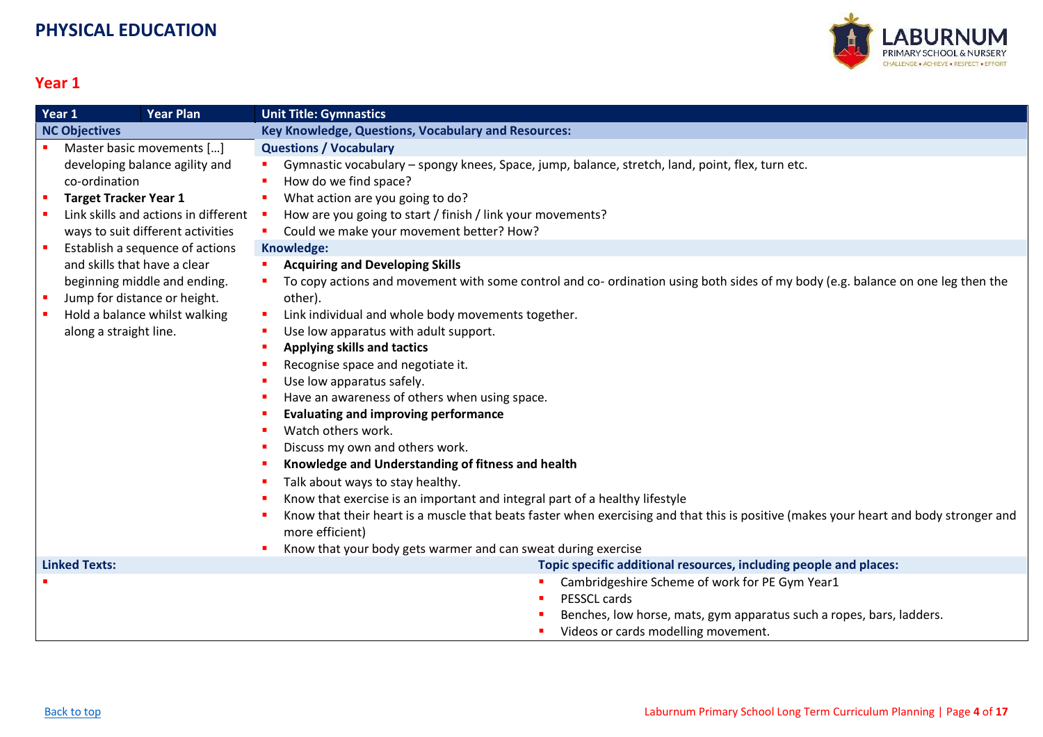# PHYSICAL EDUCATION

## Year 1

| Year 1 | Year Plan | Unit Title: Gymnastics |
|---|---|---|
| **NC Objectives** | | **Key Knowledge, Questions, Vocabulary and Resources:** |
| - Master basic movements […] developing balance agility and co-ordination<br>- **Target Tracker Year 1**<br>- Link skills and actions in different ways to suit different activities<br>- Establish a sequence of actions and skills that have a clear beginning middle and ending.<br>- Jump for distance or height.<br>- Hold a balance whilst walking along a straight line. | | **Questions / Vocabulary**<br>- Gymnastic vocabulary – spongy knees, Space, jump, balance, stretch, land, point, flex, turn etc.<br>- How do we find space?<br>- What action are you going to do?<br>- How are you going to start / finish / link your movements?<br>- Could we make your movement better? How?<br>**Knowledge:**<br>- **Acquiring and Developing Skills**<br>- To copy actions and movement with some control and co- ordination using both sides of my body (e.g. balance on one leg then the other).<br>- Link individual and whole body movements together.<br>- Use low apparatus with adult support.<br>- **Applying skills and tactics**<br>- Recognise space and negotiate it.<br>- Use low apparatus safely.<br>- Have an awareness of others when using space.<br>- **Evaluating and improving performance**<br>- Watch others work.<br>- Discuss my own and others work.<br>- **Knowledge and Understanding of fitness and health**<br>- Talk about ways to stay healthy.<br>- Know that exercise is an important and integral part of a healthy lifestyle<br>- Know that their heart is a muscle that beats faster when exercising and that this is positive (makes your heart and body stronger and more efficient)<br>- Know that your body gets warmer and can sweat during exercise |
| **Linked Texts:** | | **Topic specific additional resources, including people and places:** |
| - | | - Cambridgeshire Scheme of work for PE Gym Year1<br>- PESSCL cards<br>- Benches, low horse, mats, gym apparatus such a ropes, bars, ladders.<br>- Videos or cards modelling movement. |

Back to top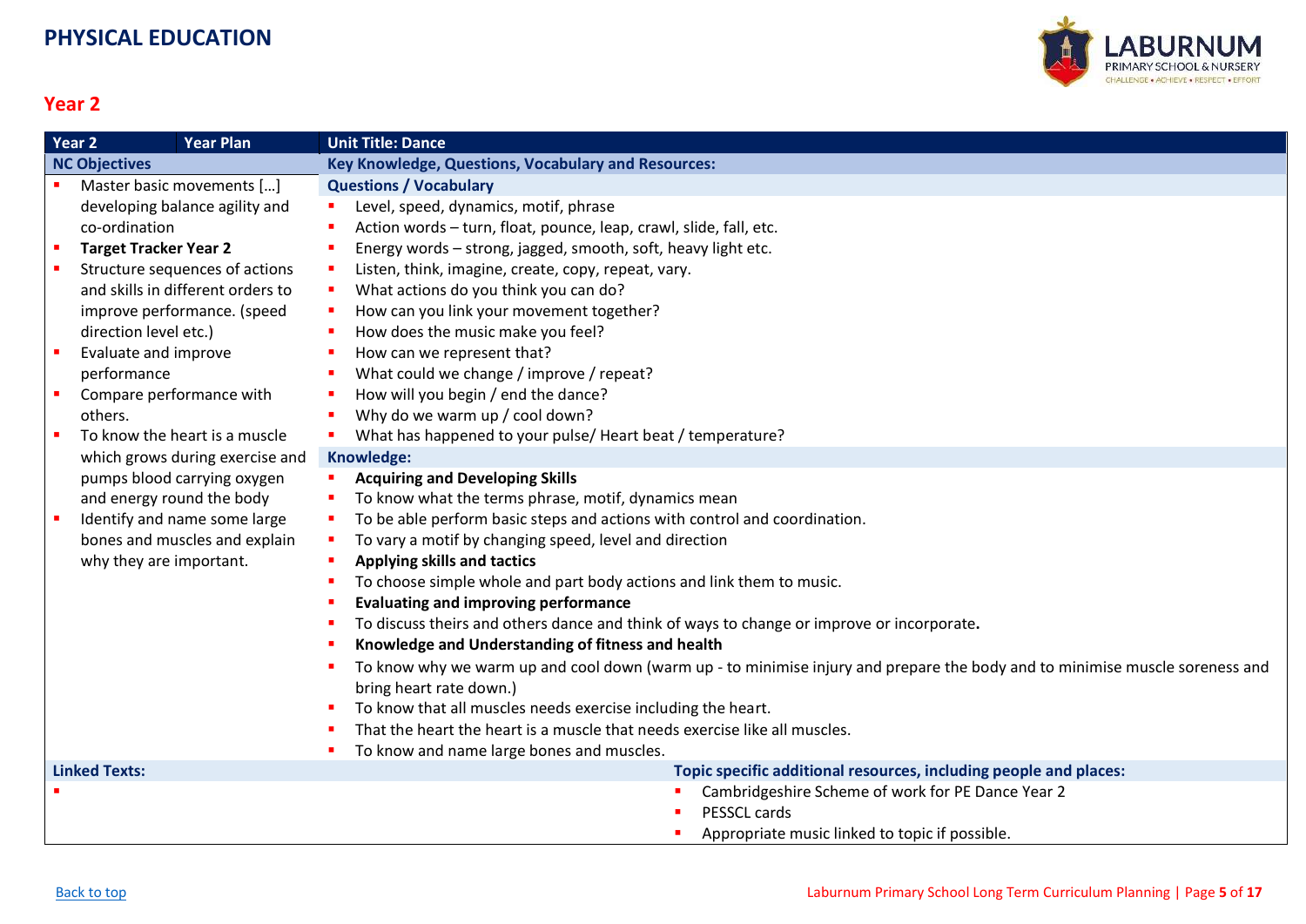# PHYSICAL EDUCATION

## Year 2

| Year 2 | Year Plan | Unit Title: Dance |
|---|---|---|
| **NC Objectives** | | **Key Knowledge, Questions, Vocabulary and Resources:** |
| ▪ Master basic movements […] developing balance agility and co-ordination<br>▪ **Target Tracker Year 2**<br>▪ Structure sequences of actions and skills in different orders to improve performance. (speed direction level etc.)<br>▪ Evaluate and improve performance<br>▪ Compare performance with others.<br>▪ To know the heart is a muscle which grows during exercise and pumps blood carrying oxygen and energy round the body<br>▪ Identify and name some large bones and muscles and explain why they are important. | | **Questions / Vocabulary**<br>▪ Level, speed, dynamics, motif, phrase<br>▪ Action words – turn, float, pounce, leap, crawl, slide, fall, etc.<br>▪ Energy words – strong, jagged, smooth, soft, heavy light etc.<br>▪ Listen, think, imagine, create, copy, repeat, vary.<br>▪ What actions do you think you can do?<br>▪ How can you link your movement together?<br>▪ How does the music make you feel?<br>▪ How can we represent that?<br>▪ What could we change / improve / repeat?<br>▪ How will you begin / end the dance?<br>▪ Why do we warm up / cool down?<br>▪ What has happened to your pulse/ Heart beat / temperature?<br>**Knowledge:**<br>▪ **Acquiring and Developing Skills**<br>▪ To know what the terms phrase, motif, dynamics mean<br>▪ To be able perform basic steps and actions with control and coordination.<br>▪ To vary a motif by changing speed, level and direction<br>▪ **Applying skills and tactics**<br>▪ To choose simple whole and part body actions and link them to music.<br>▪ **Evaluating and improving performance**<br>▪ To discuss theirs and others dance and think of ways to change or improve or incorporate**.**<br>▪ **Knowledge and Understanding of fitness and health**<br>▪ To know why we warm up and cool down (warm up - to minimise injury and prepare the body and to minimise muscle soreness and bring heart rate down.)<br>▪ To know that all muscles needs exercise including the heart.<br>▪ That the heart the heart is a muscle that needs exercise like all muscles.<br>▪ To know and name large bones and muscles. |
| **Linked Texts:** | | **Topic specific additional resources, including people and places:** |
| ▪ | | ▪ Cambridgeshire Scheme of work for PE Dance Year 2<br>▪ PESSCL cards<br>▪ Appropriate music linked to topic if possible. |

Back to top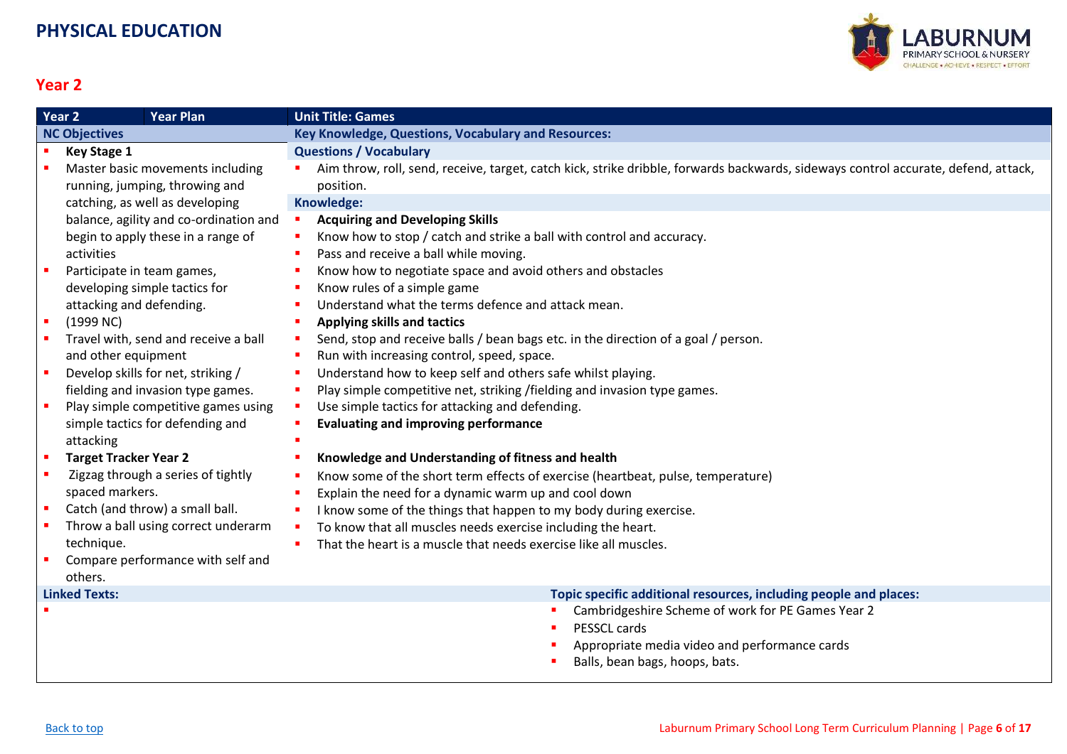# PHYSICAL EDUCATION

## Year 2

| Year 2 | Year Plan | Unit Title: Games |
|---|---|---|
| **NC Objectives** | | **Key Knowledge, Questions, Vocabulary and Resources:** |

**NC Objectives**

- **Key Stage 1**
- Master basic movements including running, jumping, throwing and catching, as well as developing balance, agility and co-ordination and begin to apply these in a range of activities
- Participate in team games, developing simple tactics for attacking and defending.
- (1999 NC)
- Travel with, send and receive a ball and other equipment
- Develop skills for net, striking / fielding and invasion type games.
- Play simple competitive games using simple tactics for defending and attacking
- **Target Tracker Year 2**
- Zigzag through a series of tightly spaced markers.
- Catch (and throw) a small ball.
- Throw a ball using correct underarm technique.
- Compare performance with self and others.

**Questions / Vocabulary**

- Aim throw, roll, send, receive, target, catch kick, strike dribble, forwards backwards, sideways control accurate, defend, attack, position.

**Knowledge:**

- **Acquiring and Developing Skills**
- Know how to stop / catch and strike a ball with control and accuracy.
- Pass and receive a ball while moving.
- Know how to negotiate space and avoid others and obstacles
- Know rules of a simple game
- Understand what the terms defence and attack mean.
- **Applying skills and tactics**
- Send, stop and receive balls / bean bags etc. in the direction of a goal / person.
- Run with increasing control, speed, space.
- Understand how to keep self and others safe whilst playing.
- Play simple competitive net, striking /fielding and invasion type games.
- Use simple tactics for attacking and defending.
- **Evaluating and improving performance**
- 
- **Knowledge and Understanding of fitness and health**
- Know some of the short term effects of exercise (heartbeat, pulse, temperature)
- Explain the need for a dynamic warm up and cool down
- I know some of the things that happen to my body during exercise.
- To know that all muscles needs exercise including the heart.
- That the heart is a muscle that needs exercise like all muscles.

**Linked Texts:**

- 

**Topic specific additional resources, including people and places:**

- Cambridgeshire Scheme of work for PE Games Year 2
- PESSCL cards
- Appropriate media video and performance cards
- Balls, bean bags, hoops, bats.

Back to top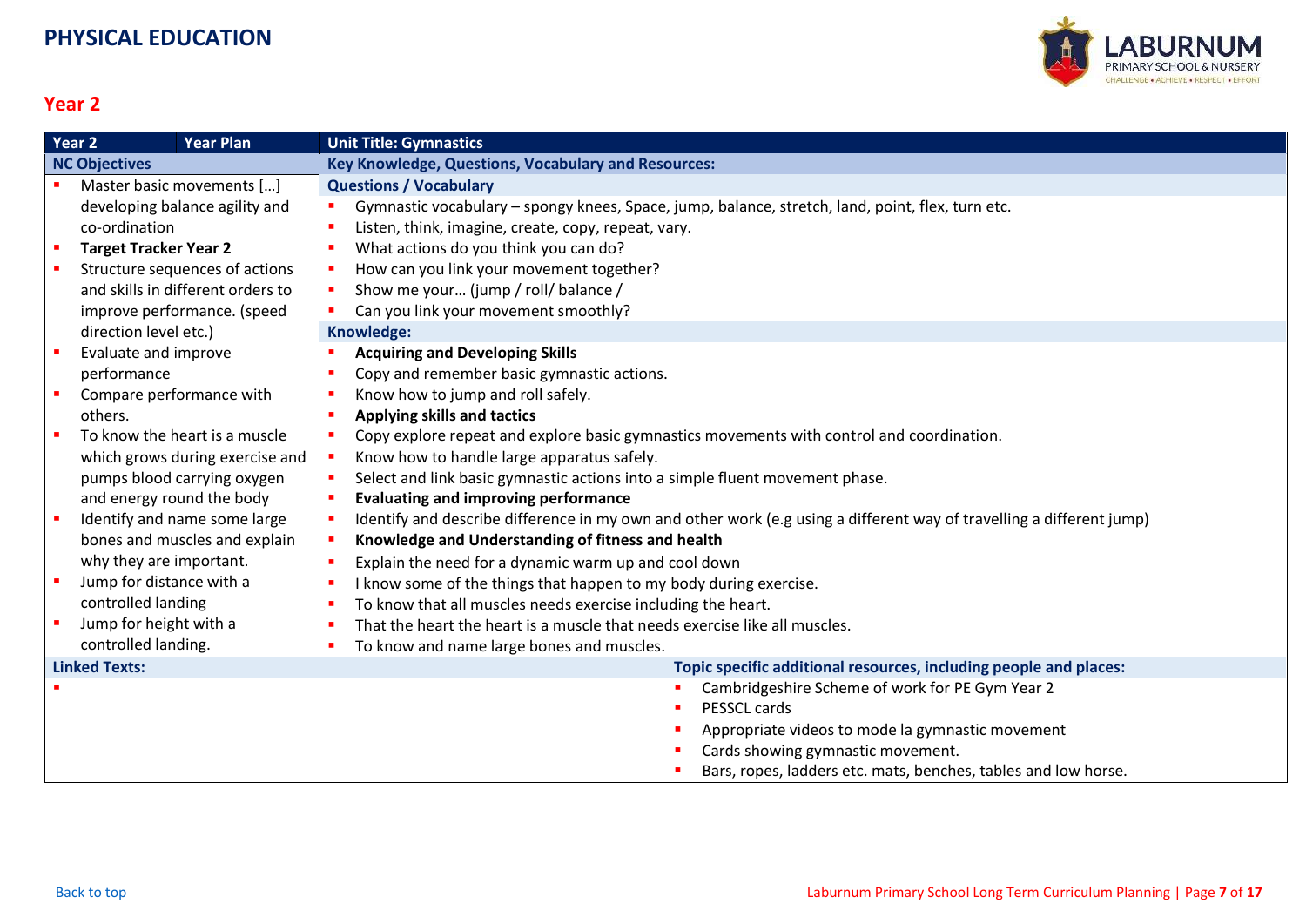# PHYSICAL EDUCATION

## Year 2

| Year 2 | Year Plan | Unit Title: Gymnastics |
|---|---|---|
| **NC Objectives** | | **Key Knowledge, Questions, Vocabulary and Resources:** |
| ▪ Master basic movements […] developing balance agility and co-ordination<br>▪ **Target Tracker Year 2**<br>▪ Structure sequences of actions and skills in different orders to improve performance. (speed direction level etc.)<br>▪ Evaluate and improve performance<br>▪ Compare performance with others.<br>▪ To know the heart is a muscle which grows during exercise and pumps blood carrying oxygen and energy round the body<br>▪ Identify and name some large bones and muscles and explain why they are important.<br>▪ Jump for distance with a controlled landing<br>▪ Jump for height with a controlled landing. | | **Questions / Vocabulary**<br>▪ Gymnastic vocabulary – spongy knees, Space, jump, balance, stretch, land, point, flex, turn etc.<br>▪ Listen, think, imagine, create, copy, repeat, vary.<br>▪ What actions do you think you can do?<br>▪ How can you link your movement together?<br>▪ Show me your… (jump / roll/ balance /<br>▪ Can you link your movement smoothly?<br>**Knowledge:**<br>▪ **Acquiring and Developing Skills**<br>▪ Copy and remember basic gymnastic actions.<br>▪ Know how to jump and roll safely.<br>▪ **Applying skills and tactics**<br>▪ Copy explore repeat and explore basic gymnastics movements with control and coordination.<br>▪ Know how to handle large apparatus safely.<br>▪ Select and link basic gymnastic actions into a simple fluent movement phase.<br>▪ **Evaluating and improving performance**<br>▪ Identify and describe difference in my own and other work (e.g using a different way of travelling a different jump)<br>▪ **Knowledge and Understanding of fitness and health**<br>▪ Explain the need for a dynamic warm up and cool down<br>▪ I know some of the things that happen to my body during exercise.<br>▪ To know that all muscles needs exercise including the heart.<br>▪ That the heart the heart is a muscle that needs exercise like all muscles.<br>▪ To know and name large bones and muscles. |
| **Linked Texts:** | | **Topic specific additional resources, including people and places:** |
| ▪ | | ▪ Cambridgeshire Scheme of work for PE Gym Year 2<br>▪ PESSCL cards<br>▪ Appropriate videos to mode la gymnastic movement<br>▪ Cards showing gymnastic movement.<br>▪ Bars, ropes, ladders etc. mats, benches, tables and low horse. |

Back to top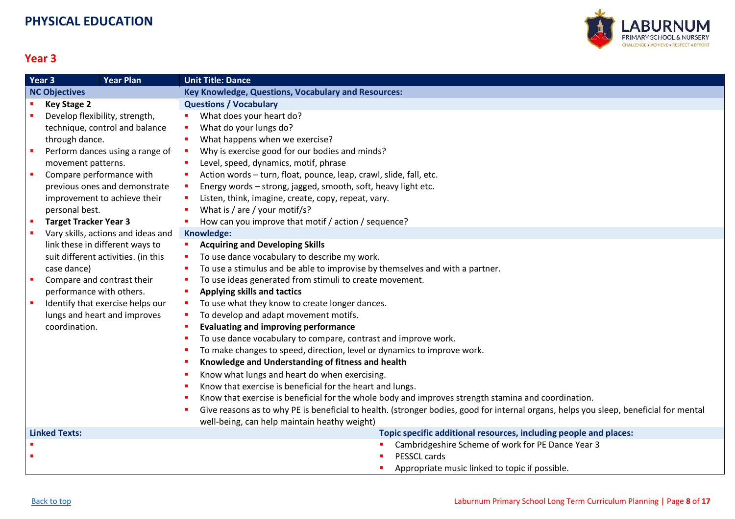# PHYSICAL EDUCATION

## Year 3

| Year 3 | Year Plan | Unit Title: Dance |
|---|---|---|
| **NC Objectives** | | **Key Knowledge, Questions, Vocabulary and Resources:** |
| ▪ **Key Stage 2**<br>▪ Develop flexibility, strength, technique, control and balance through dance.<br>▪ Perform dances using a range of movement patterns.<br>▪ Compare performance with previous ones and demonstrate improvement to achieve their personal best.<br>▪ **Target Tracker Year 3**<br>▪ Vary skills, actions and ideas and link these in different ways to suit different activities. (in this case dance)<br>▪ Compare and contrast their performance with others.<br>▪ Identify that exercise helps our lungs and heart and improves coordination. | | **Questions / Vocabulary**<br>▪ What does your heart do?<br>▪ What do your lungs do?<br>▪ What happens when we exercise?<br>▪ Why is exercise good for our bodies and minds?<br>▪ Level, speed, dynamics, motif, phrase<br>▪ Action words – turn, float, pounce, leap, crawl, slide, fall, etc.<br>▪ Energy words – strong, jagged, smooth, soft, heavy light etc.<br>▪ Listen, think, imagine, create, copy, repeat, vary.<br>▪ What is / are / your motif/s?<br>▪ How can you improve that motif / action / sequence?<br>**Knowledge:**<br>▪ **Acquiring and Developing Skills**<br>▪ To use dance vocabulary to describe my work.<br>▪ To use a stimulus and be able to improvise by themselves and with a partner.<br>▪ To use ideas generated from stimuli to create movement.<br>▪ **Applying skills and tactics**<br>▪ To use what they know to create longer dances.<br>▪ To develop and adapt movement motifs.<br>▪ **Evaluating and improving performance**<br>▪ To use dance vocabulary to compare, contrast and improve work.<br>▪ To make changes to speed, direction, level or dynamics to improve work.<br>▪ **Knowledge and Understanding of fitness and health**<br>▪ Know what lungs and heart do when exercising.<br>▪ Know that exercise is beneficial for the heart and lungs.<br>▪ Know that exercise is beneficial for the whole body and improves strength stamina and coordination.<br>▪ Give reasons as to why PE is beneficial to health. (stronger bodies, good for internal organs, helps you sleep, beneficial for mental well-being, can help maintain heathy weight) |
| **Linked Texts:**<br>▪<br>▪ | | **Topic specific additional resources, including people and places:**<br>▪ Cambridgeshire Scheme of work for PE Dance Year 3<br>▪ PESSCL cards<br>▪ Appropriate music linked to topic if possible. |

Back to top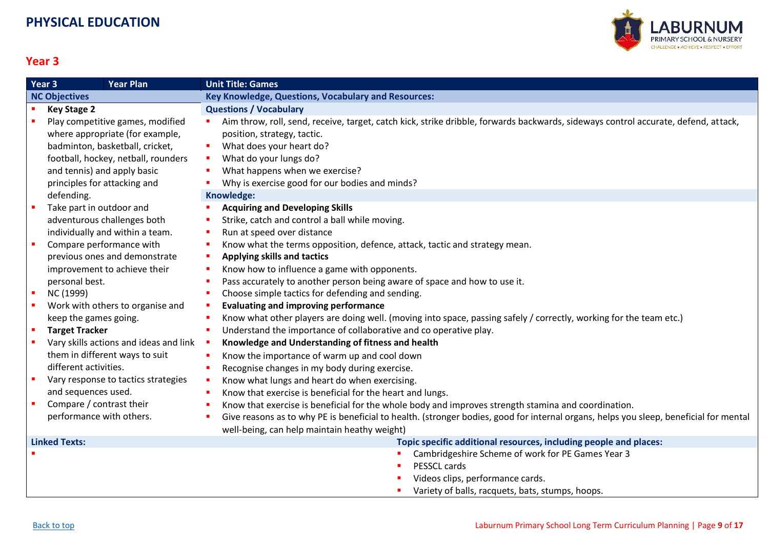# PHYSICAL EDUCATION

## Year 3

| Year 3 | Year Plan | Unit Title: Games |
|---|---|---|
| **NC Objectives** | | **Key Knowledge, Questions, Vocabulary and Resources:** |

**NC Objectives**

- **Key Stage 2**
- Play competitive games, modified where appropriate (for example, badminton, basketball, cricket, football, hockey, netball, rounders and tennis) and apply basic principles for attacking and defending.
- Take part in outdoor and adventurous challenges both individually and within a team.
- Compare performance with previous ones and demonstrate improvement to achieve their personal best.
- NC (1999)
- Work with others to organise and keep the games going.
- **Target Tracker**
- Vary skills actions and ideas and link them in different ways to suit different activities.
- Vary response to tactics strategies and sequences used.
- Compare / contrast their performance with others.

**Key Knowledge, Questions, Vocabulary and Resources:**

**Questions / Vocabulary**

- Aim throw, roll, send, receive, target, catch kick, strike dribble, forwards backwards, sideways control accurate, defend, attack, position, strategy, tactic.
- What does your heart do?
- What do your lungs do?
- What happens when we exercise?
- Why is exercise good for our bodies and minds?

**Knowledge:**

- **Acquiring and Developing Skills**
- Strike, catch and control a ball while moving.
- Run at speed over distance
- Know what the terms opposition, defence, attack, tactic and strategy mean.
- **Applying skills and tactics**
- Know how to influence a game with opponents.
- Pass accurately to another person being aware of space and how to use it.
- Choose simple tactics for defending and sending.
- **Evaluating and improving performance**
- Know what other players are doing well. (moving into space, passing safely / correctly, working for the team etc.)
- Understand the importance of collaborative and co operative play.
- **Knowledge and Understanding of fitness and health**
- Know the importance of warm up and cool down
- Recognise changes in my body during exercise.
- Know what lungs and heart do when exercising.
- Know that exercise is beneficial for the heart and lungs.
- Know that exercise is beneficial for the whole body and improves strength stamina and coordination.
- Give reasons as to why PE is beneficial to health. (stronger bodies, good for internal organs, helps you sleep, beneficial for mental well-being, can help maintain heathy weight)

**Linked Texts:**

- 

**Topic specific additional resources, including people and places:**

- Cambridgeshire Scheme of work for PE Games Year 3
- PESSCL cards
- Videos clips, performance cards.
- Variety of balls, racquets, bats, stumps, hoops.

Back to top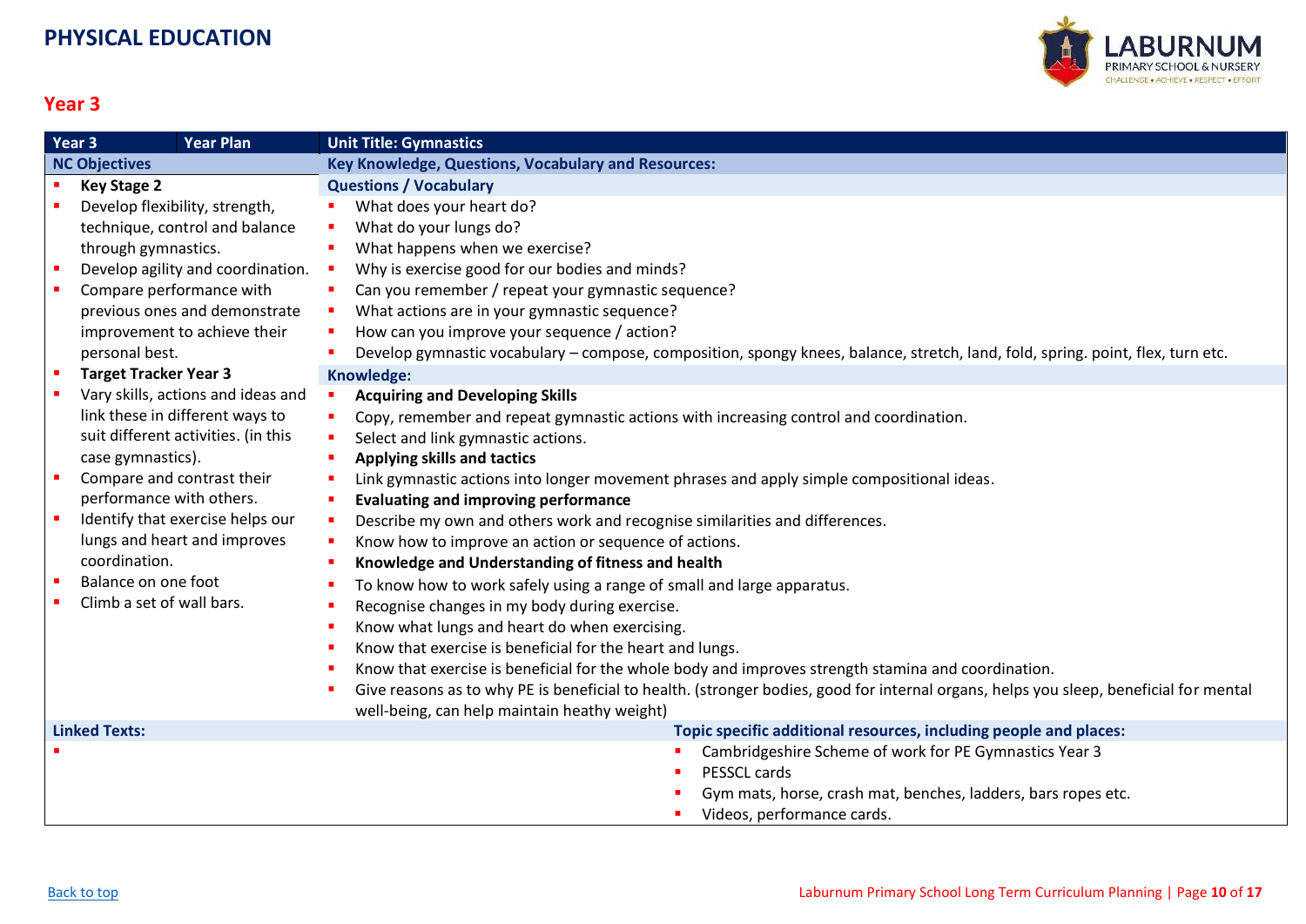# PHYSICAL EDUCATION

## Year 3

| Year 3 | Year Plan | Unit Title: Gymnastics |
|---|---|---|
| **NC Objectives** | | **Key Knowledge, Questions, Vocabulary and Resources:** |

**NC Objectives**

- **Key Stage 2**
- Develop flexibility, strength, technique, control and balance through gymnastics.
- Develop agility and coordination.
- Compare performance with previous ones and demonstrate improvement to achieve their personal best.
- **Target Tracker Year 3**
- Vary skills, actions and ideas and link these in different ways to suit different activities. (in this case gymnastics).
- Compare and contrast their performance with others.
- Identify that exercise helps our lungs and heart and improves coordination.
- Balance on one foot
- Climb a set of wall bars.

**Key Knowledge, Questions, Vocabulary and Resources:**

**Questions / Vocabulary**

- What does your heart do?
- What do your lungs do?
- What happens when we exercise?
- Why is exercise good for our bodies and minds?
- Can you remember / repeat your gymnastic sequence?
- What actions are in your gymnastic sequence?
- How can you improve your sequence / action?
- Develop gymnastic vocabulary – compose, composition, spongy knees, balance, stretch, land, fold, spring. point, flex, turn etc.

**Knowledge:**

- **Acquiring and Developing Skills**
- Copy, remember and repeat gymnastic actions with increasing control and coordination.
- Select and link gymnastic actions.
- **Applying skills and tactics**
- Link gymnastic actions into longer movement phrases and apply simple compositional ideas.
- **Evaluating and improving performance**
- Describe my own and others work and recognise similarities and differences.
- Know how to improve an action or sequence of actions.
- **Knowledge and Understanding of fitness and health**
- To know how to work safely using a range of small and large apparatus.
- Recognise changes in my body during exercise.
- Know what lungs and heart do when exercising.
- Know that exercise is beneficial for the heart and lungs.
- Know that exercise is beneficial for the whole body and improves strength stamina and coordination.
- Give reasons as to why PE is beneficial to health. (stronger bodies, good for internal organs, helps you sleep, beneficial for mental well-being, can help maintain heathy weight)

**Linked Texts:**

- 

**Topic specific additional resources, including people and places:**

- Cambridgeshire Scheme of work for PE Gymnastics Year 3
- PESSCL cards
- Gym mats, horse, crash mat, benches, ladders, bars ropes etc.
- Videos, performance cards.

Back to top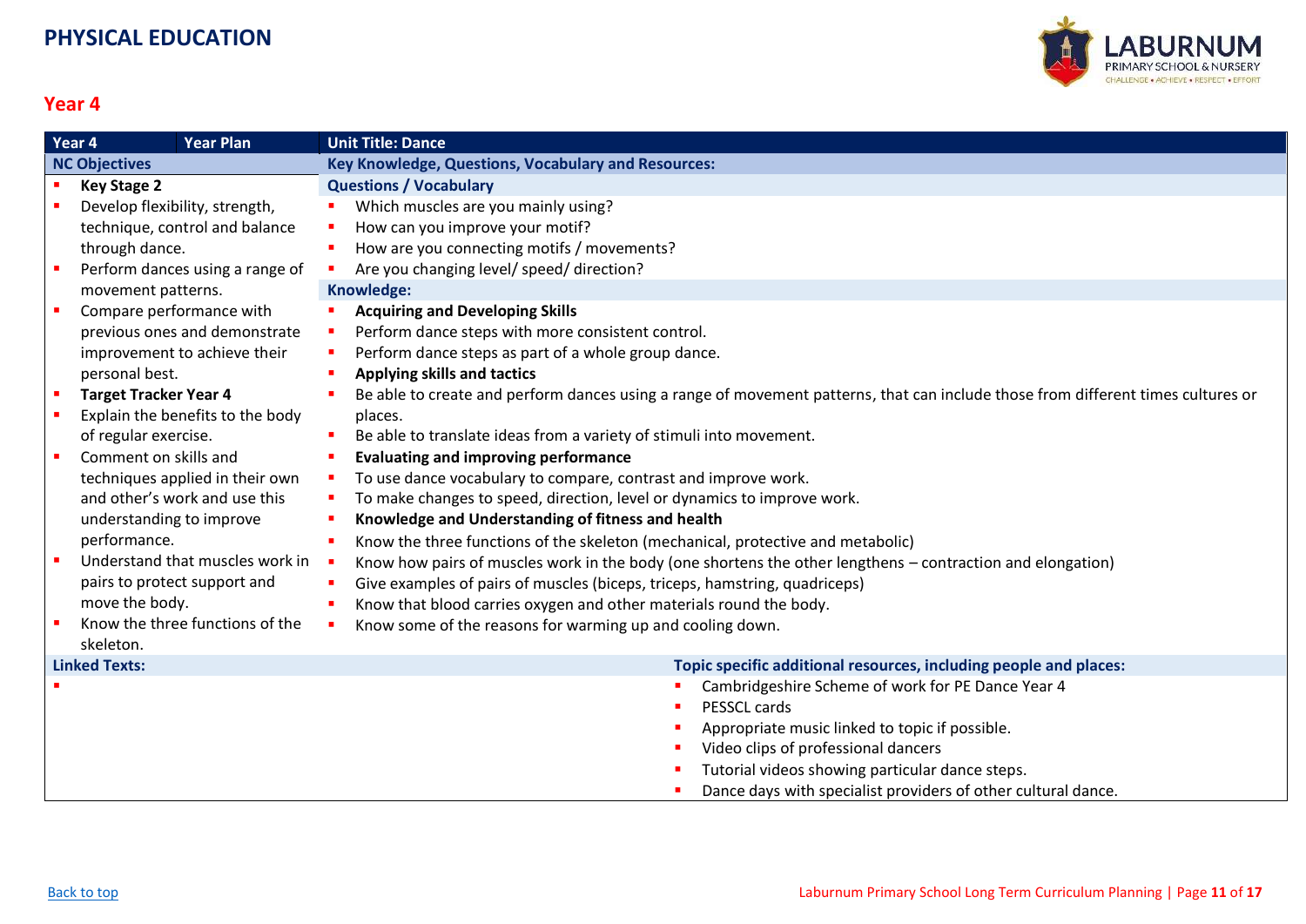# PHYSICAL EDUCATION

## Year 4

| Year 4 | Year Plan | Unit Title: Dance |
|---|---|---|
| **NC Objectives** | | **Key Knowledge, Questions, Vocabulary and Resources:** |

**NC Objectives**

- **Key Stage 2**
- Develop flexibility, strength, technique, control and balance through dance.
- Perform dances using a range of movement patterns.
- Compare performance with previous ones and demonstrate improvement to achieve their personal best.
- **Target Tracker Year 4**
- Explain the benefits to the body of regular exercise.
- Comment on skills and techniques applied in their own and other's work and use this understanding to improve performance.
- Understand that muscles work in pairs to protect support and move the body.
- Know the three functions of the skeleton.

**Key Knowledge, Questions, Vocabulary and Resources:**

**Questions / Vocabulary**

- Which muscles are you mainly using?
- How can you improve your motif?
- How are you connecting motifs / movements?
- Are you changing level/ speed/ direction?

**Knowledge:**

- **Acquiring and Developing Skills**
- Perform dance steps with more consistent control.
- Perform dance steps as part of a whole group dance.
- **Applying skills and tactics**
- Be able to create and perform dances using a range of movement patterns, that can include those from different times cultures or places.
- Be able to translate ideas from a variety of stimuli into movement.
- **Evaluating and improving performance**
- To use dance vocabulary to compare, contrast and improve work.
- To make changes to speed, direction, level or dynamics to improve work.
- **Knowledge and Understanding of fitness and health**
- Know the three functions of the skeleton (mechanical, protective and metabolic)
- Know how pairs of muscles work in the body (one shortens the other lengthens – contraction and elongation)
- Give examples of pairs of muscles (biceps, triceps, hamstring, quadriceps)
- Know that blood carries oxygen and other materials round the body.
- Know some of the reasons for warming up and cooling down.

**Linked Texts:**

- 

**Topic specific additional resources, including people and places:**

- Cambridgeshire Scheme of work for PE Dance Year 4
- PESSCL cards
- Appropriate music linked to topic if possible.
- Video clips of professional dancers
- Tutorial videos showing particular dance steps.
- Dance days with specialist providers of other cultural dance.

[Back to top](#)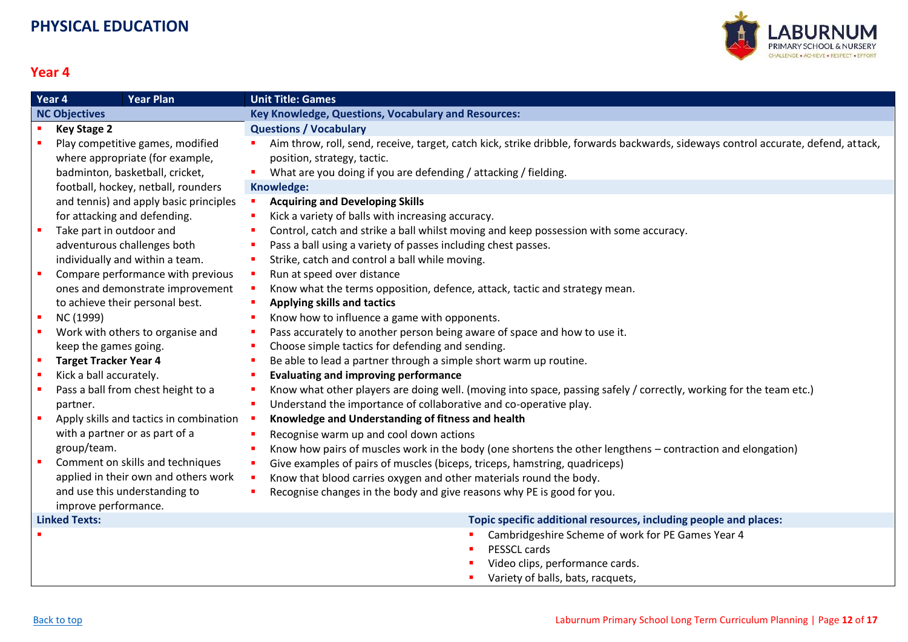# PHYSICAL EDUCATION

## Year 4

| Year 4 | Year Plan | Unit Title: Games |
|---|---|---|
| **NC Objectives** | | **Key Knowledge, Questions, Vocabulary and Resources:** |

**NC Objectives**

- **Key Stage 2**
- Play competitive games, modified where appropriate (for example, badminton, basketball, cricket, football, hockey, netball, rounders and tennis) and apply basic principles for attacking and defending.
- Take part in outdoor and adventurous challenges both individually and within a team.
- Compare performance with previous ones and demonstrate improvement to achieve their personal best.
- NC (1999)
- Work with others to organise and keep the games going.
- **Target Tracker Year 4**
- Kick a ball accurately.
- Pass a ball from chest height to a partner.
- Apply skills and tactics in combination with a partner or as part of a group/team.
- Comment on skills and techniques applied in their own and others work and use this understanding to improve performance.

**Key Knowledge, Questions, Vocabulary and Resources:**

**Questions / Vocabulary**

- Aim throw, roll, send, receive, target, catch kick, strike dribble, forwards backwards, sideways control accurate, defend, attack, position, strategy, tactic.
- What are you doing if you are defending / attacking / fielding.

**Knowledge:**

- **Acquiring and Developing Skills**
- Kick a variety of balls with increasing accuracy.
- Control, catch and strike a ball whilst moving and keep possession with some accuracy.
- Pass a ball using a variety of passes including chest passes.
- Strike, catch and control a ball while moving.
- Run at speed over distance
- Know what the terms opposition, defence, attack, tactic and strategy mean.
- **Applying skills and tactics**
- Know how to influence a game with opponents.
- Pass accurately to another person being aware of space and how to use it.
- Choose simple tactics for defending and sending.
- Be able to lead a partner through a simple short warm up routine.
- **Evaluating and improving performance**
- Know what other players are doing well. (moving into space, passing safely / correctly, working for the team etc.)
- Understand the importance of collaborative and co-operative play.
- **Knowledge and Understanding of fitness and health**
- Recognise warm up and cool down actions
- Know how pairs of muscles work in the body (one shortens the other lengthens – contraction and elongation)
- Give examples of pairs of muscles (biceps, triceps, hamstring, quadriceps)
- Know that blood carries oxygen and other materials round the body.
- Recognise changes in the body and give reasons why PE is good for you.

**Linked Texts:**

-

**Topic specific additional resources, including people and places:**

- Cambridgeshire Scheme of work for PE Games Year 4
- PESSCL cards
- Video clips, performance cards.
- Variety of balls, bats, racquets,

Back to top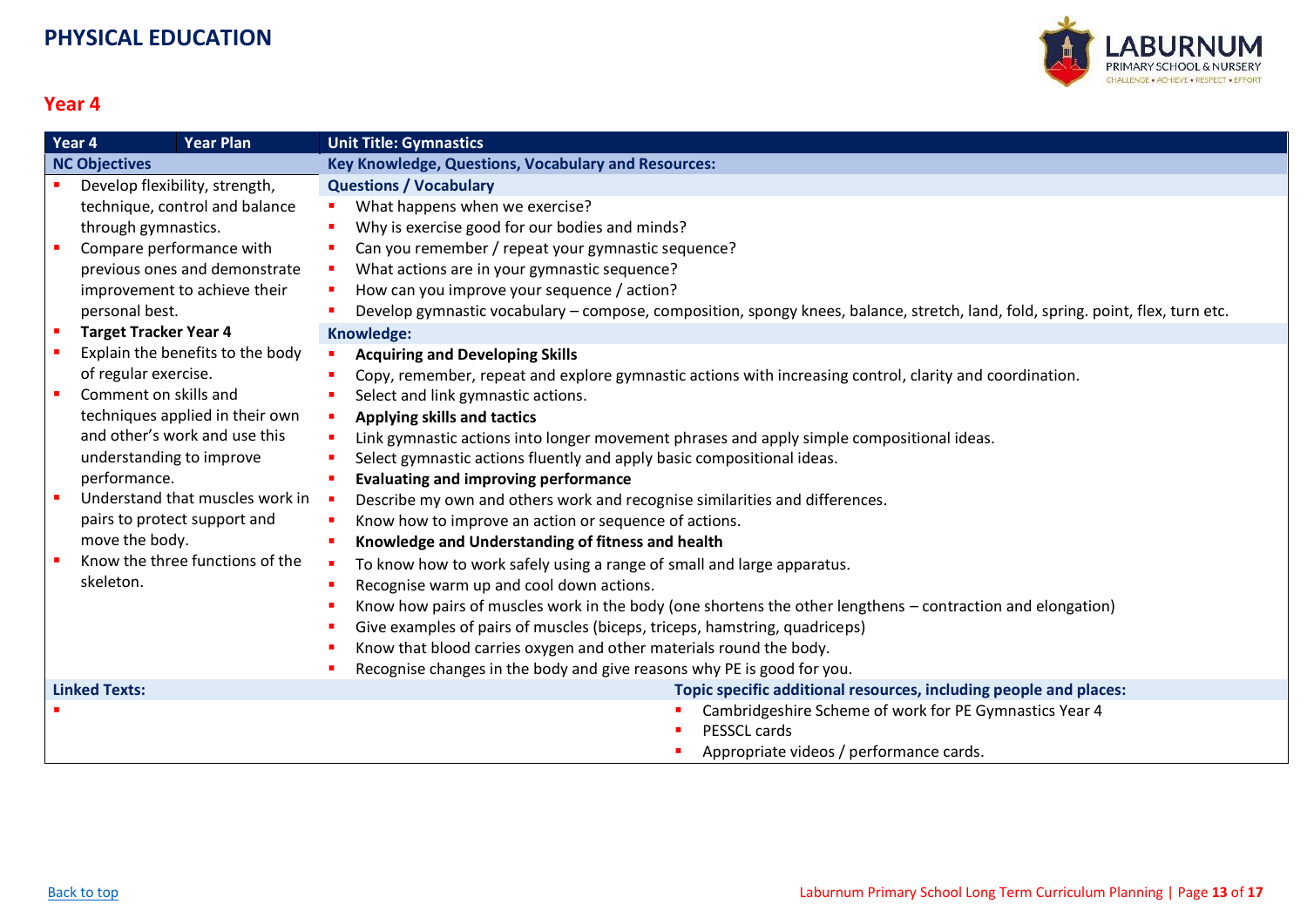# PHYSICAL EDUCATION

## Year 4

| Year 4 | Year Plan | Unit Title: Gymnastics |
|---|---|---|
| **NC Objectives** | | **Key Knowledge, Questions, Vocabulary and Resources:** |
| ▪ Develop flexibility, strength, technique, control and balance through gymnastics.<br>▪ Compare performance with previous ones and demonstrate improvement to achieve their personal best.<br>▪ **Target Tracker Year 4**<br>▪ Explain the benefits to the body of regular exercise.<br>▪ Comment on skills and techniques applied in their own and other's work and use this understanding to improve performance.<br>▪ Understand that muscles work in pairs to protect support and move the body.<br>▪ Know the three functions of the skeleton. | | **Questions / Vocabulary**<br>▪ What happens when we exercise?<br>▪ Why is exercise good for our bodies and minds?<br>▪ Can you remember / repeat your gymnastic sequence?<br>▪ What actions are in your gymnastic sequence?<br>▪ How can you improve your sequence / action?<br>▪ Develop gymnastic vocabulary – compose, composition, spongy knees, balance, stretch, land, fold, spring. point, flex, turn etc.<br>**Knowledge:**<br>▪ **Acquiring and Developing Skills**<br>▪ Copy, remember, repeat and explore gymnastic actions with increasing control, clarity and coordination.<br>▪ Select and link gymnastic actions.<br>▪ **Applying skills and tactics**<br>▪ Link gymnastic actions into longer movement phrases and apply simple compositional ideas.<br>▪ Select gymnastic actions fluently and apply basic compositional ideas.<br>▪ **Evaluating and improving performance**<br>▪ Describe my own and others work and recognise similarities and differences.<br>▪ Know how to improve an action or sequence of actions.<br>▪ **Knowledge and Understanding of fitness and health**<br>▪ To know how to work safely using a range of small and large apparatus.<br>▪ Recognise warm up and cool down actions.<br>▪ Know how pairs of muscles work in the body (one shortens the other lengthens – contraction and elongation)<br>▪ Give examples of pairs of muscles (biceps, triceps, hamstring, quadriceps)<br>▪ Know that blood carries oxygen and other materials round the body.<br>▪ Recognise changes in the body and give reasons why PE is good for you. |
| **Linked Texts:** | | **Topic specific additional resources, including people and places:** |
| ▪ | | ▪ Cambridgeshire Scheme of work for PE Gymnastics Year 4<br>▪ PESSCL cards<br>▪ Appropriate videos / performance cards. |

Back to top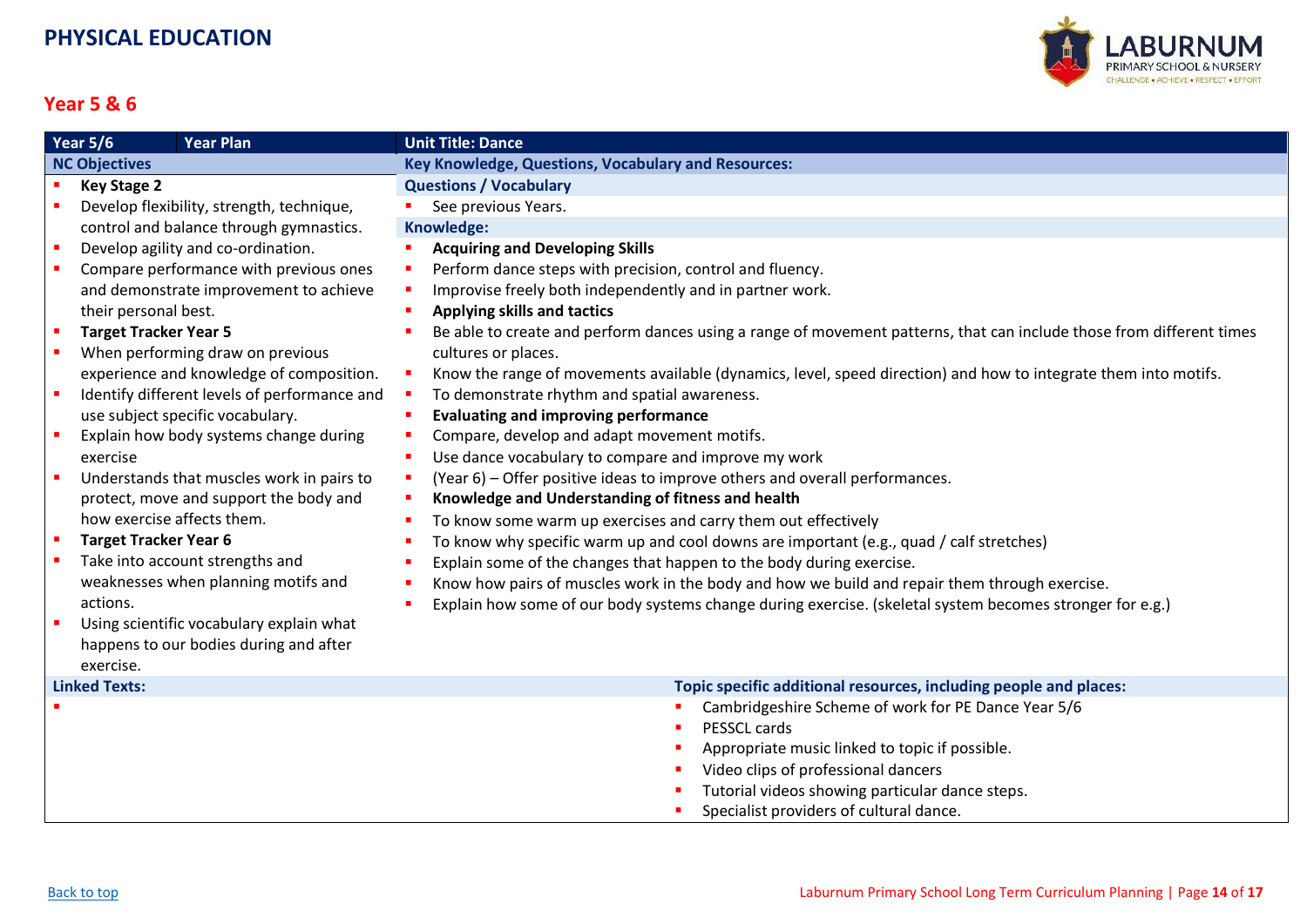# PHYSICAL EDUCATION

## Year 5 & 6

| Year 5/6 | Year Plan | Unit Title: Dance |
|---|---|---|

**NC Objectives**

- **Key Stage 2**
- Develop flexibility, strength, technique, control and balance through gymnastics.
- Develop agility and co-ordination.
- Compare performance with previous ones and demonstrate improvement to achieve their personal best.
- **Target Tracker Year 5**
- When performing draw on previous experience and knowledge of composition.
- Identify different levels of performance and use subject specific vocabulary.
- Explain how body systems change during exercise
- Understands that muscles work in pairs to protect, move and support the body and how exercise affects them.
- **Target Tracker Year 6**
- Take into account strengths and weaknesses when planning motifs and actions.
- Using scientific vocabulary explain what happens to our bodies during and after exercise.

**Key Knowledge, Questions, Vocabulary and Resources:**

**Questions / Vocabulary**

- See previous Years.

**Knowledge:**

- **Acquiring and Developing Skills**
- Perform dance steps with precision, control and fluency.
- Improvise freely both independently and in partner work.
- **Applying skills and tactics**
- Be able to create and perform dances using a range of movement patterns, that can include those from different times cultures or places.
- Know the range of movements available (dynamics, level, speed direction) and how to integrate them into motifs.
- To demonstrate rhythm and spatial awareness.
- **Evaluating and improving performance**
- Compare, develop and adapt movement motifs.
- Use dance vocabulary to compare and improve my work
- (Year 6) – Offer positive ideas to improve others and overall performances.
- **Knowledge and Understanding of fitness and health**
- To know some warm up exercises and carry them out effectively
- To know why specific warm up and cool downs are important (e.g., quad / calf stretches)
- Explain some of the changes that happen to the body during exercise.
- Know how pairs of muscles work in the body and how we build and repair them through exercise.
- Explain how some of our body systems change during exercise. (skeletal system becomes stronger for e.g.)

**Linked Texts:**

- 

**Topic specific additional resources, including people and places:**

- Cambridgeshire Scheme of work for PE Dance Year 5/6
- PESSCL cards
- Appropriate music linked to topic if possible.
- Video clips of professional dancers
- Tutorial videos showing particular dance steps.
- Specialist providers of cultural dance.

Back to top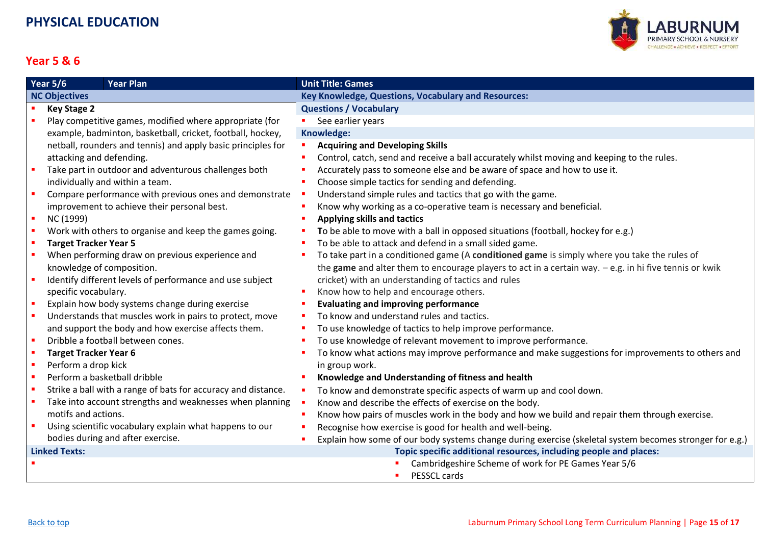# PHYSICAL EDUCATION

## Year 5 & 6

| Year 5/6 | Year Plan | Unit Title: Games |
|---|---|---|
| **NC Objectives** | | **Key Knowledge, Questions, Vocabulary and Resources:** |
| ▪ **Key Stage 2**<br>▪ Play competitive games, modified where appropriate (for example, badminton, basketball, cricket, football, hockey, netball, rounders and tennis) and apply basic principles for attacking and defending.<br>▪ Take part in outdoor and adventurous challenges both individually and within a team.<br>▪ Compare performance with previous ones and demonstrate improvement to achieve their personal best.<br>▪ NC (1999)<br>▪ Work with others to organise and keep the games going.<br>▪ **Target Tracker Year 5**<br>▪ When performing draw on previous experience and knowledge of composition.<br>▪ Identify different levels of performance and use subject specific vocabulary.<br>▪ Explain how body systems change during exercise<br>▪ Understands that muscles work in pairs to protect, move and support the body and how exercise affects them.<br>▪ Dribble a football between cones.<br>▪ **Target Tracker Year 6**<br>▪ Perform a drop kick<br>▪ Perform a basketball dribble<br>▪ Strike a ball with a range of bats for accuracy and distance.<br>▪ Take into account strengths and weaknesses when planning motifs and actions.<br>▪ Using scientific vocabulary explain what happens to our bodies during and after exercise. | | **Questions / Vocabulary**<br>▪ See earlier years<br>**Knowledge:**<br>▪ **Acquiring and Developing Skills**<br>▪ Control, catch, send and receive a ball accurately whilst moving and keeping to the rules.<br>▪ Accurately pass to someone else and be aware of space and how to use it.<br>▪ Choose simple tactics for sending and defending.<br>▪ Understand simple rules and tactics that go with the game.<br>▪ Know why working as a co-operative team is necessary and beneficial.<br>▪ **Applying skills and tactics**<br>▪ **T**o be able to move with a ball in opposed situations (football, hockey for e.g.)<br>▪ To be able to attack and defend in a small sided game.<br>▪ To take part in a conditioned game (A **conditioned game** is simply where you take the rules of the **game** and alter them to encourage players to act in a certain way. – e.g. in hi five tennis or kwik cricket) with an understanding of tactics and rules<br>▪ Know how to help and encourage others.<br>▪ **Evaluating and improving performance**<br>▪ To know and understand rules and tactics.<br>▪ To use knowledge of tactics to help improve performance.<br>▪ To use knowledge of relevant movement to improve performance.<br>▪ To know what actions may improve performance and make suggestions for improvements to others and in group work.<br>▪ **Knowledge and Understanding of fitness and health**<br>▪ To know and demonstrate specific aspects of warm up and cool down.<br>▪ Know and describe the effects of exercise on the body.<br>▪ Know how pairs of muscles work in the body and how we build and repair them through exercise.<br>▪ Recognise how exercise is good for health and well-being.<br>▪ Explain how some of our body systems change during exercise (skeletal system becomes stronger for e.g.) |
| **Linked Texts:** | | **Topic specific additional resources, including people and places:** |
| ▪ | | ▪ Cambridgeshire Scheme of work for PE Games Year 5/6<br>▪ PESSCL cards |

Back to top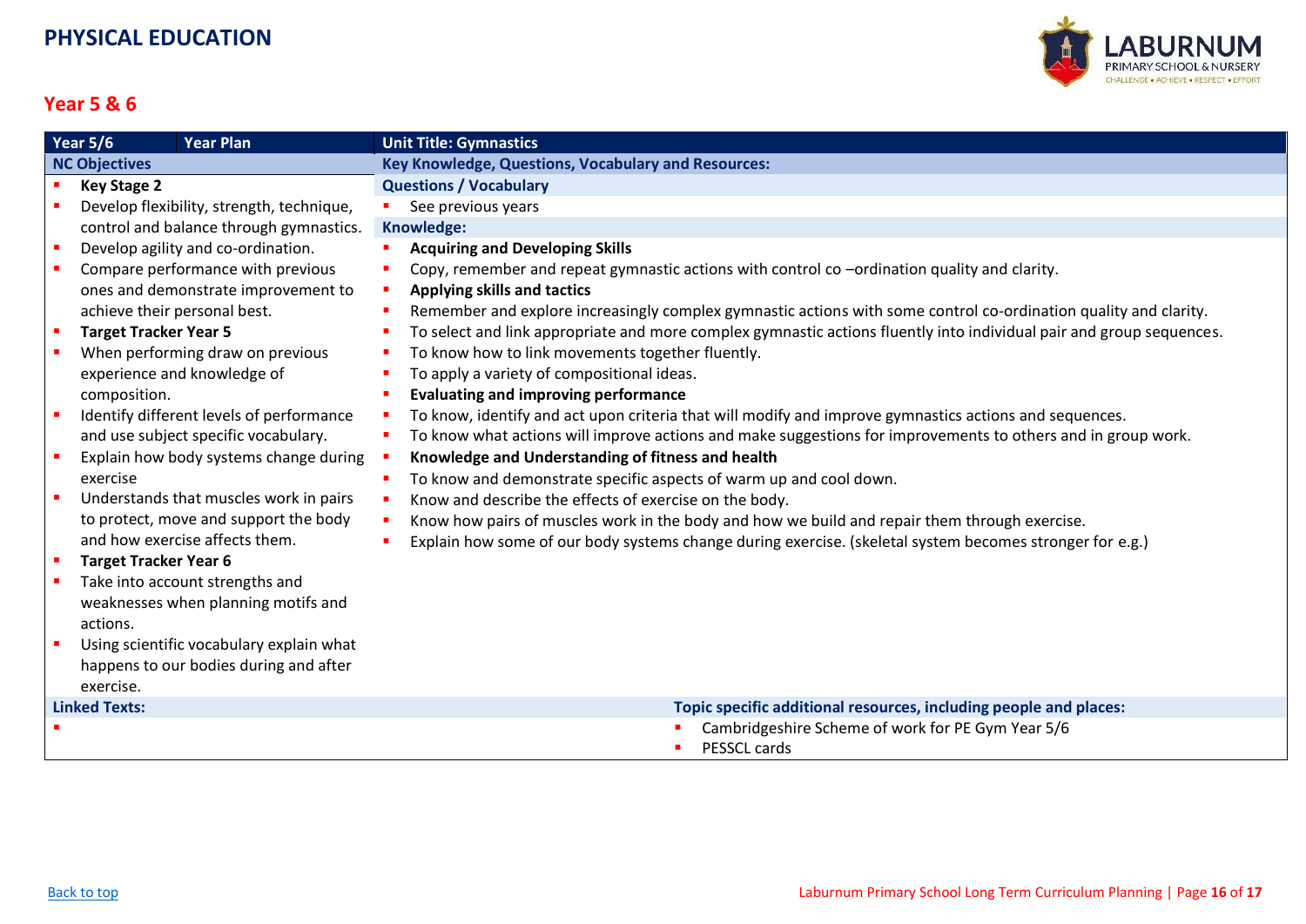# PHYSICAL EDUCATION

## Year 5 & 6

| Year 5/6 | Year Plan | Unit Title: Gymnastics |
|---|---|---|
| **NC Objectives** | | **Key Knowledge, Questions, Vocabulary and Resources:** |
| ▪ **Key Stage 2**<br>▪ Develop flexibility, strength, technique, control and balance through gymnastics.<br>▪ Develop agility and co-ordination.<br>▪ Compare performance with previous ones and demonstrate improvement to achieve their personal best.<br>▪ **Target Tracker Year 5**<br>▪ When performing draw on previous experience and knowledge of composition.<br>▪ Identify different levels of performance and use subject specific vocabulary.<br>▪ Explain how body systems change during exercise<br>▪ Understands that muscles work in pairs to protect, move and support the body and how exercise affects them.<br>▪ **Target Tracker Year 6**<br>▪ Take into account strengths and weaknesses when planning motifs and actions.<br>▪ Using scientific vocabulary explain what happens to our bodies during and after exercise. | | **Questions / Vocabulary**<br>▪ See previous years<br>**Knowledge:**<br>▪ **Acquiring and Developing Skills**<br>▪ Copy, remember and repeat gymnastic actions with control co –ordination quality and clarity.<br>▪ **Applying skills and tactics**<br>▪ Remember and explore increasingly complex gymnastic actions with some control co-ordination quality and clarity.<br>▪ To select and link appropriate and more complex gymnastic actions fluently into individual pair and group sequences.<br>▪ To know how to link movements together fluently.<br>▪ To apply a variety of compositional ideas.<br>▪ **Evaluating and improving performance**<br>▪ To know, identify and act upon criteria that will modify and improve gymnastics actions and sequences.<br>▪ To know what actions will improve actions and make suggestions for improvements to others and in group work.<br>▪ **Knowledge and Understanding of fitness and health**<br>▪ To know and demonstrate specific aspects of warm up and cool down.<br>▪ Know and describe the effects of exercise on the body.<br>▪ Know how pairs of muscles work in the body and how we build and repair them through exercise.<br>▪ Explain how some of our body systems change during exercise. (skeletal system becomes stronger for e.g.) |
| **Linked Texts:** | | **Topic specific additional resources, including people and places:** |
| ▪ | | ▪ Cambridgeshire Scheme of work for PE Gym Year 5/6<br>▪ PESSCL cards |

Back to top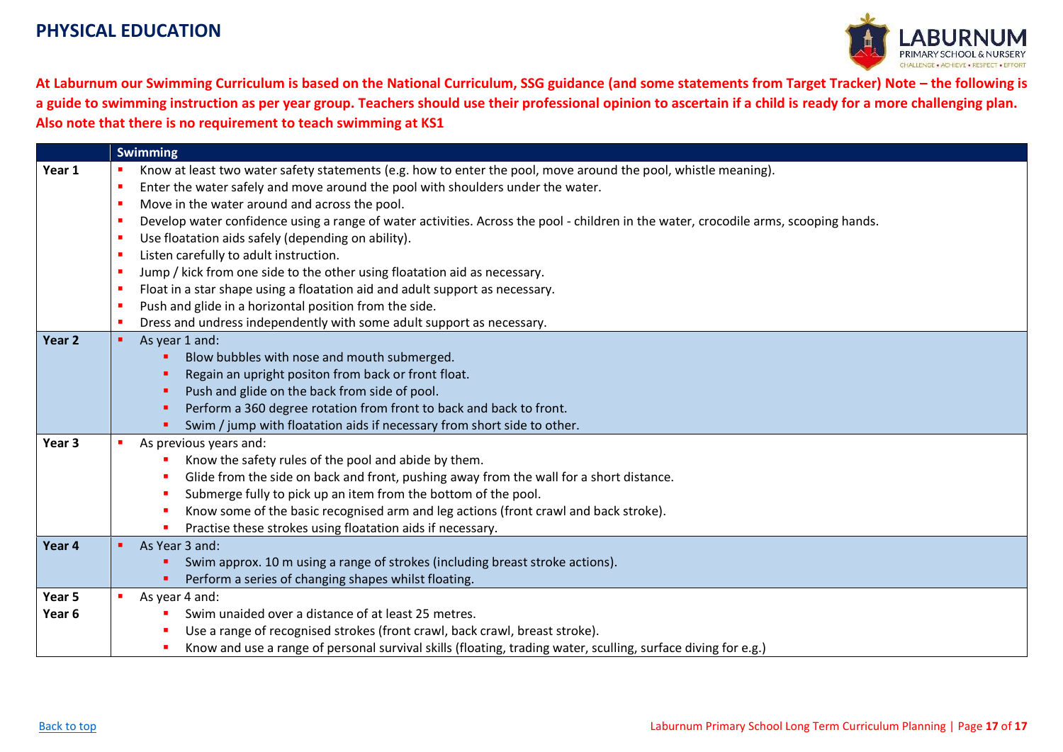## PHYSICAL EDUCATION

**At Laburnum our Swimming Curriculum is based on the National Curriculum, SSG guidance (and some statements from Target Tracker) Note – the following is a guide to swimming instruction as per year group. Teachers should use their professional opinion to ascertain if a child is ready for a more challenging plan. Also note that there is no requirement to teach swimming at KS1**

| | Swimming |
|---|---|
| **Year 1** | ▪ Know at least two water safety statements (e.g. how to enter the pool, move around the pool, whistle meaning).<br>▪ Enter the water safely and move around the pool with shoulders under the water.<br>▪ Move in the water around and across the pool.<br>▪ Develop water confidence using a range of water activities. Across the pool - children in the water, crocodile arms, scooping hands.<br>▪ Use floatation aids safely (depending on ability).<br>▪ Listen carefully to adult instruction.<br>▪ Jump / kick from one side to the other using floatation aid as necessary.<br>▪ Float in a star shape using a floatation aid and adult support as necessary.<br>▪ Push and glide in a horizontal position from the side.<br>▪ Dress and undress independently with some adult support as necessary. |
| **Year 2** | ▪ As year 1 and:<br>▪ Blow bubbles with nose and mouth submerged.<br>▪ Regain an upright positon from back or front float.<br>▪ Push and glide on the back from side of pool.<br>▪ Perform a 360 degree rotation from front to back and back to front.<br>▪ Swim / jump with floatation aids if necessary from short side to other. |
| **Year 3** | ▪ As previous years and:<br>▪ Know the safety rules of the pool and abide by them.<br>▪ Glide from the side on back and front, pushing away from the wall for a short distance.<br>▪ Submerge fully to pick up an item from the bottom of the pool.<br>▪ Know some of the basic recognised arm and leg actions (front crawl and back stroke).<br>▪ Practise these strokes using floatation aids if necessary. |
| **Year 4** | ▪ As Year 3 and:<br>▪ Swim approx. 10 m using a range of strokes (including breast stroke actions).<br>▪ Perform a series of changing shapes whilst floating. |
| **Year 5**<br>**Year 6** | ▪ As year 4 and:<br>▪ Swim unaided over a distance of at least 25 metres.<br>▪ Use a range of recognised strokes (front crawl, back crawl, breast stroke).<br>▪ Know and use a range of personal survival skills (floating, trading water, sculling, surface diving for e.g.) |

Back to top